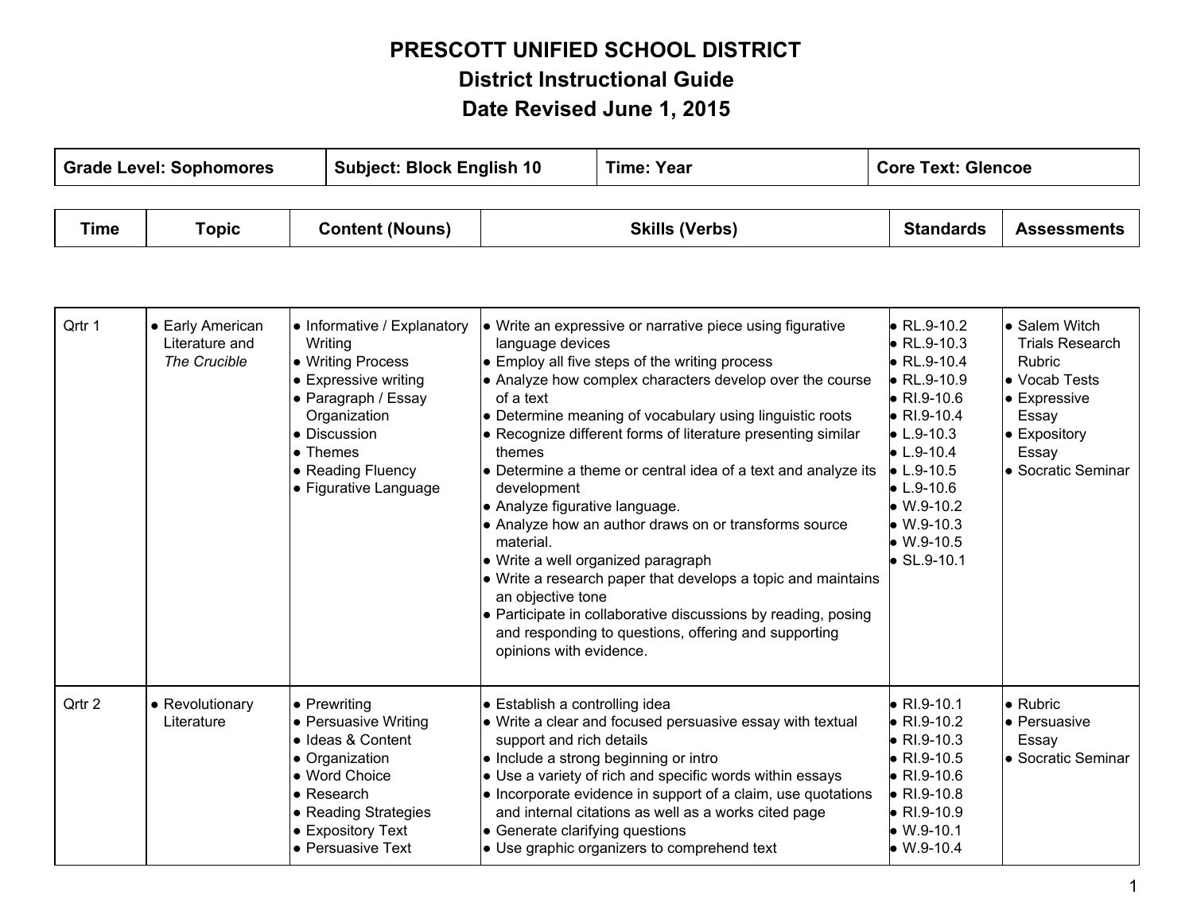# PRESCOTT UNIFIED SCHOOL DISTRICT
## District Instructional Guide
## Date Revised June 1, 2015

| Grade Level: Sophomores | Subject: Block English 10 | Time: Year | Core Text: Glencoe |
|---|---|---|---|

| Time | Topic | Content (Nouns) | Skills (Verbs) | Standards | Assessments |
|---|---|---|---|---|---|
| Qrtr 1 | • Early American Literature and *The Crucible* | • Informative / Explanatory Writing<br>• Writing Process<br>• Expressive writing<br>• Paragraph / Essay Organization<br>• Discussion<br>• Themes<br>• Reading Fluency<br>• Figurative Language | • Write an expressive or narrative piece using figurative language devices<br>• Employ all five steps of the writing process<br>• Analyze how complex characters develop over the course of a text<br>• Determine meaning of vocabulary using linguistic roots<br>• Recognize different forms of literature presenting similar themes<br>• Determine a theme or central idea of a text and analyze its development<br>• Analyze figurative language.<br>• Analyze how an author draws on or transforms source material.<br>• Write a well organized paragraph<br>• Write a research paper that develops a topic and maintains an objective tone<br>• Participate in collaborative discussions by reading, posing and responding to questions, offering and supporting opinions with evidence. | • RL.9-10.2<br>• RL.9-10.3<br>• RL.9-10.4<br>• RL.9-10.9<br>• RI.9-10.6<br>• RI.9-10.4<br>• L.9-10.3<br>• L.9-10.4<br>• L.9-10.5<br>• L.9-10.6<br>• W.9-10.2<br>• W.9-10.3<br>• W.9-10.5<br>• SL.9-10.1 | • Salem Witch Trials Research Rubric<br>• Vocab Tests<br>• Expressive Essay<br>• Expository Essay<br>• Socratic Seminar |
| Qrtr 2 | • Revolutionary Literature | • Prewriting<br>• Persuasive Writing<br>• Ideas & Content<br>• Organization<br>• Word Choice<br>• Research<br>• Reading Strategies<br>• Expository Text<br>• Persuasive Text | • Establish a controlling idea<br>• Write a clear and focused persuasive essay with textual support and rich details<br>• Include a strong beginning or intro<br>• Use a variety of rich and specific words within essays<br>• Incorporate evidence in support of a claim, use quotations and internal citations as well as a works cited page<br>• Generate clarifying questions<br>• Use graphic organizers to comprehend text | • RI.9-10.1<br>• RI.9-10.2<br>• RI.9-10.3<br>• RI.9-10.5<br>• RI.9-10.6<br>• RI.9-10.8<br>• RI.9-10.9<br>• W.9-10.1<br>• W.9-10.4 | • Rubric<br>• Persuasive Essay<br>• Socratic Seminar |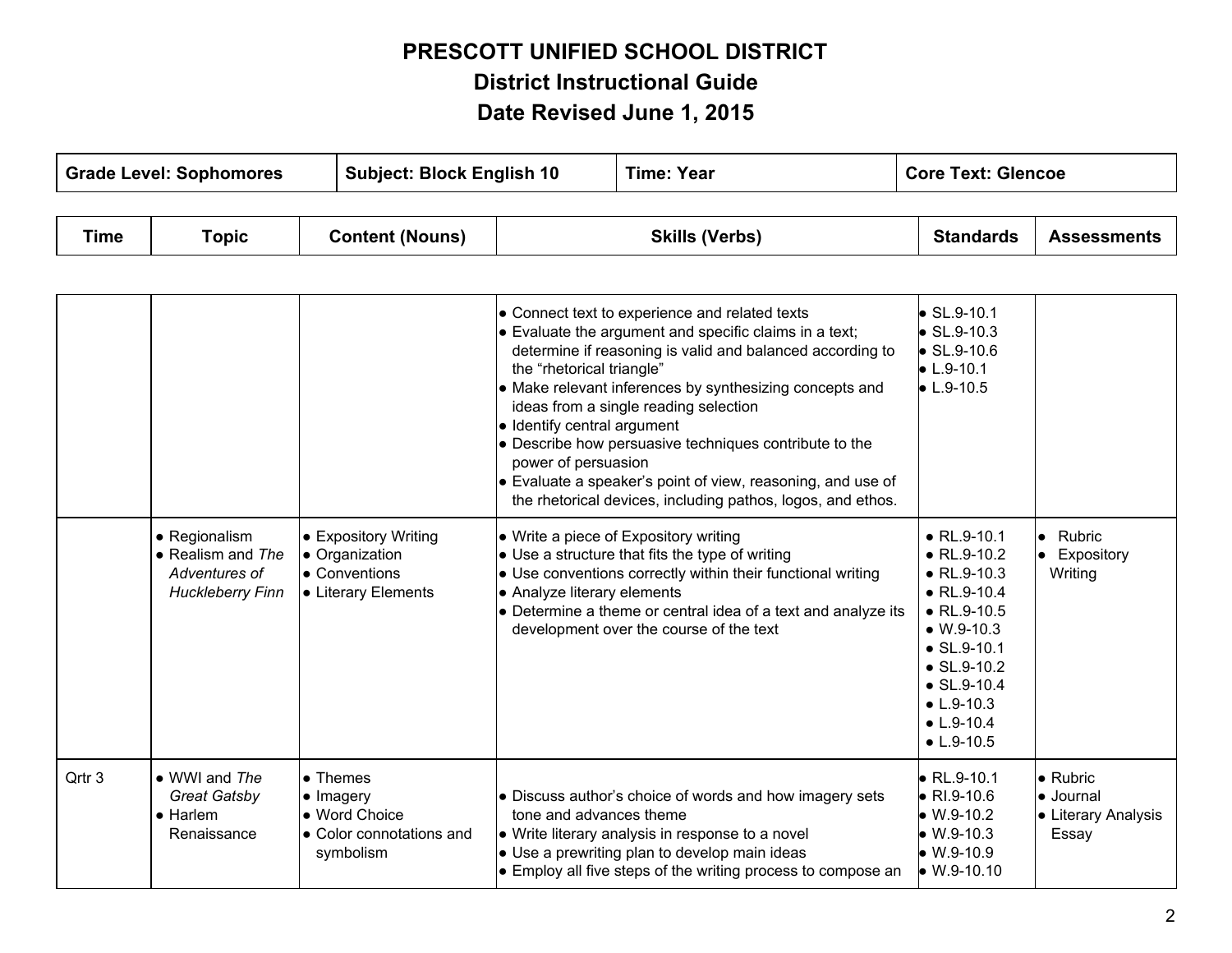# PRESCOTT UNIFIED SCHOOL DISTRICT

## District Instructional Guide

## Date Revised June 1, 2015

| Grade Level: Sophomores | Subject: Block English 10 | Time: Year | Core Text: Glencoe |
|---|---|---|---|

| Time | Topic | Content (Nouns) | Skills (Verbs) | Standards | Assessments |
|---|---|---|---|---|---|
| | | | • Connect text to experience and related texts<br>• Evaluate the argument and specific claims in a text; determine if reasoning is valid and balanced according to the "rhetorical triangle"<br>• Make relevant inferences by synthesizing concepts and ideas from a single reading selection<br>• Identify central argument<br>• Describe how persuasive techniques contribute to the power of persuasion<br>• Evaluate a speaker's point of view, reasoning, and use of the rhetorical devices, including pathos, logos, and ethos. | • SL.9-10.1<br>• SL.9-10.3<br>• SL.9-10.6<br>• L.9-10.1<br>• L.9-10.5 | |
| | • Regionalism<br>• Realism and *The Adventures of Huckleberry Finn* | • Expository Writing<br>• Organization<br>• Conventions<br>• Literary Elements | • Write a piece of Expository writing<br>• Use a structure that fits the type of writing<br>• Use conventions correctly within their functional writing<br>• Analyze literary elements<br>• Determine a theme or central idea of a text and analyze its development over the course of the text | • RL.9-10.1<br>• RL.9-10.2<br>• RL.9-10.3<br>• RL.9-10.4<br>• RL.9-10.5<br>• W.9-10.3<br>• SL.9-10.1<br>• SL.9-10.2<br>• SL.9-10.4<br>• L.9-10.3<br>• L.9-10.4<br>• L.9-10.5 | • Rubric<br>• Expository Writing |
| Qrtr 3 | • WWI and *The Great Gatsby*<br>• Harlem Renaissance | • Themes<br>• Imagery<br>• Word Choice<br>• Color connotations and symbolism | • Discuss author's choice of words and how imagery sets tone and advances theme<br>• Write literary analysis in response to a novel<br>• Use a prewriting plan to develop main ideas<br>• Employ all five steps of the writing process to compose an | • RL.9-10.1<br>• RI.9-10.6<br>• W.9-10.2<br>• W.9-10.3<br>• W.9-10.9<br>• W.9-10.10 | • Rubric<br>• Journal<br>• Literary Analysis Essay |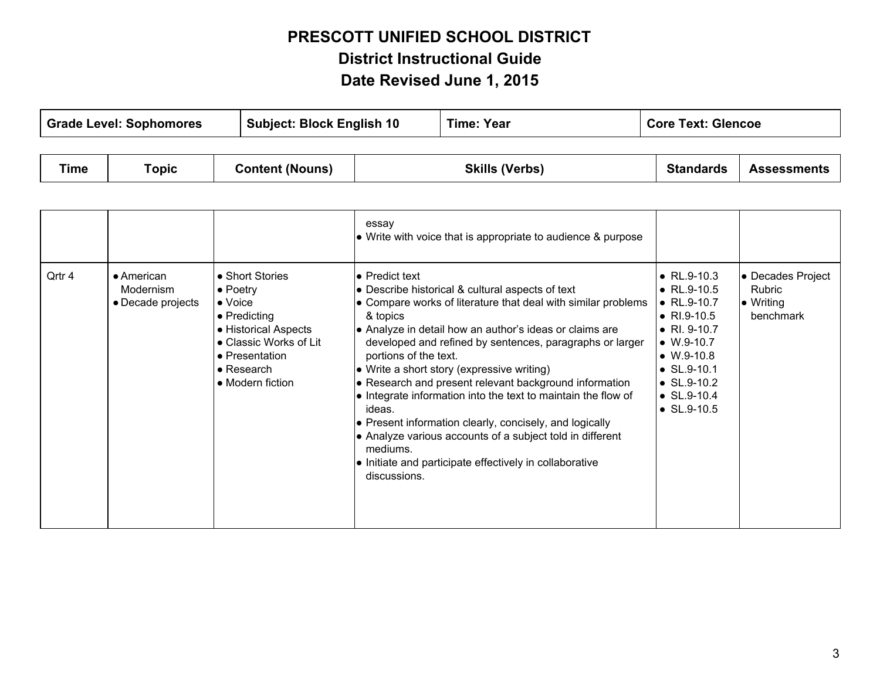# PRESCOTT UNIFIED SCHOOL DISTRICT
## District Instructional Guide
## Date Revised June 1, 2015

| Grade Level: Sophomores | Subject: Block English 10 | Time: Year | Core Text: Glencoe |
|---|---|---|---|

| Time | Topic | Content (Nouns) | Skills (Verbs) | Standards | Assessments |
|---|---|---|---|---|---|
| | | | essay<br>● Write with voice that is appropriate to audience & purpose | | |
| Qrtr 4 | ● American Modernism<br>● Decade projects | ● Short Stories<br>● Poetry<br>● Voice<br>● Predicting<br>● Historical Aspects<br>● Classic Works of Lit<br>● Presentation<br>● Research<br>● Modern fiction | ● Predict text<br>● Describe historical & cultural aspects of text<br>● Compare works of literature that deal with similar problems & topics<br>● Analyze in detail how an author's ideas or claims are developed and refined by sentences, paragraphs or larger portions of the text.<br>● Write a short story (expressive writing)<br>● Research and present relevant background information<br>● Integrate information into the text to maintain the flow of ideas.<br>● Present information clearly, concisely, and logically<br>● Analyze various accounts of a subject told in different mediums.<br>● Initiate and participate effectively in collaborative discussions. | ● RL.9-10.3<br>● RL.9-10.5<br>● RL.9-10.7<br>● RI.9-10.5<br>● RI. 9-10.7<br>● W.9-10.7<br>● W.9-10.8<br>● SL.9-10.1<br>● SL.9-10.2<br>● SL.9-10.4<br>● SL.9-10.5 | ● Decades Project Rubric<br>● Writing benchmark |